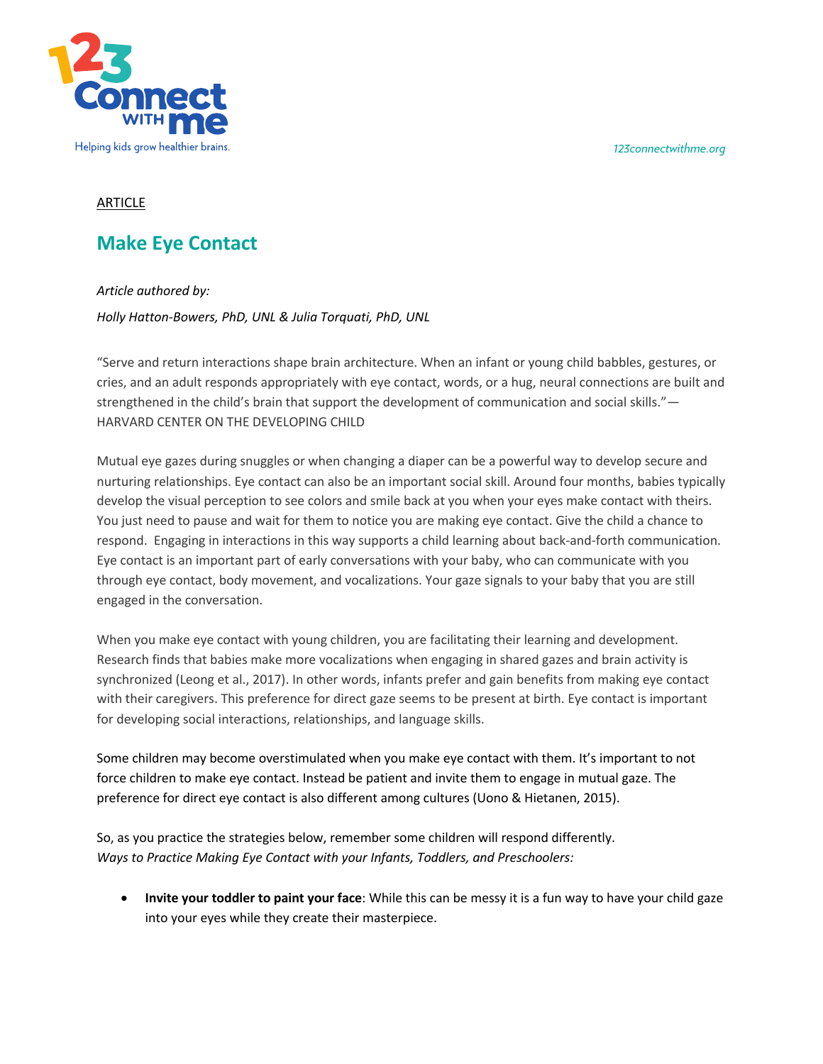ARTICLE

## Make Eye Contact

*Article authored by:*

*Holly Hatton-Bowers, PhD, UNL & Julia Torquati, PhD, UNL*

"Serve and return interactions shape brain architecture. When an infant or young child babbles, gestures, or cries, and an adult responds appropriately with eye contact, words, or a hug, neural connections are built and strengthened in the child's brain that support the development of communication and social skills."—HARVARD CENTER ON THE DEVELOPING CHILD

Mutual eye gazes during snuggles or when changing a diaper can be a powerful way to develop secure and nurturing relationships. Eye contact can also be an important social skill. Around four months, babies typically develop the visual perception to see colors and smile back at you when your eyes make contact with theirs. You just need to pause and wait for them to notice you are making eye contact. Give the child a chance to respond. Engaging in interactions in this way supports a child learning about back-and-forth communication. Eye contact is an important part of early conversations with your baby, who can communicate with you through eye contact, body movement, and vocalizations. Your gaze signals to your baby that you are still engaged in the conversation.

When you make eye contact with young children, you are facilitating their learning and development. Research finds that babies make more vocalizations when engaging in shared gazes and brain activity is synchronized (Leong et al., 2017). In other words, infants prefer and gain benefits from making eye contact with their caregivers. This preference for direct gaze seems to be present at birth. Eye contact is important for developing social interactions, relationships, and language skills.

Some children may become overstimulated when you make eye contact with them. It's important to not force children to make eye contact. Instead be patient and invite them to engage in mutual gaze. The preference for direct eye contact is also different among cultures (Uono & Hietanen, 2015).

So, as you practice the strategies below, remember some children will respond differently.
*Ways to Practice Making Eye Contact with your Infants, Toddlers, and Preschoolers:*

- **Invite your toddler to paint your face**: While this can be messy it is a fun way to have your child gaze into your eyes while they create their masterpiece.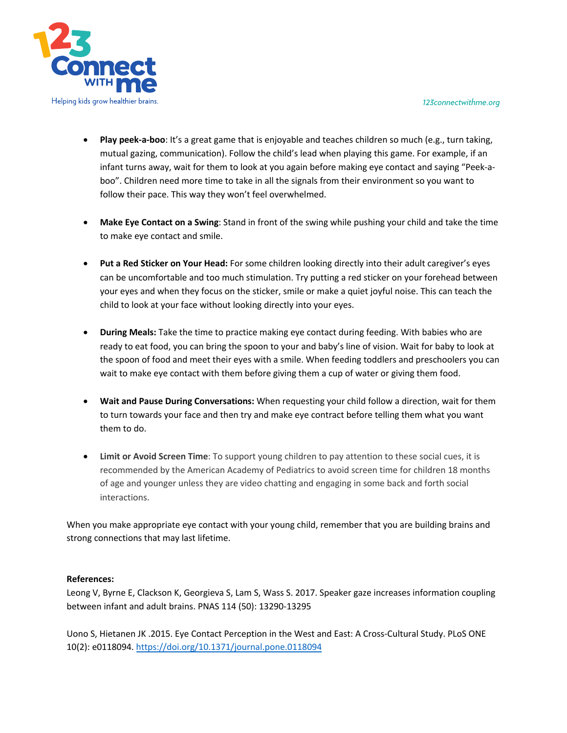- **Play peek-a-boo**: It's a great game that is enjoyable and teaches children so much (e.g., turn taking, mutual gazing, communication). Follow the child's lead when playing this game. For example, if an infant turns away, wait for them to look at you again before making eye contact and saying "Peek-a-boo". Children need more time to take in all the signals from their environment so you want to follow their pace. This way they won't feel overwhelmed.

- **Make Eye Contact on a Swing**: Stand in front of the swing while pushing your child and take the time to make eye contact and smile.

- **Put a Red Sticker on Your Head:** For some children looking directly into their adult caregiver's eyes can be uncomfortable and too much stimulation. Try putting a red sticker on your forehead between your eyes and when they focus on the sticker, smile or make a quiet joyful noise. This can teach the child to look at your face without looking directly into your eyes.

- **During Meals:** Take the time to practice making eye contact during feeding. With babies who are ready to eat food, you can bring the spoon to your and baby's line of vision. Wait for baby to look at the spoon of food and meet their eyes with a smile. When feeding toddlers and preschoolers you can wait to make eye contact with them before giving them a cup of water or giving them food.

- **Wait and Pause During Conversations:** When requesting your child follow a direction, wait for them to turn towards your face and then try and make eye contract before telling them what you want them to do.

- **Limit or Avoid Screen Time**: To support young children to pay attention to these social cues, it is recommended by the American Academy of Pediatrics to avoid screen time for children 18 months of age and younger unless they are video chatting and engaging in some back and forth social interactions.

When you make appropriate eye contact with your young child, remember that you are building brains and strong connections that may last lifetime.

**References:**

Leong V, Byrne E, Clackson K, Georgieva S, Lam S, Wass S. 2017. Speaker gaze increases information coupling between infant and adult brains. PNAS 114 (50): 13290-13295

Uono S, Hietanen JK .2015. Eye Contact Perception in the West and East: A Cross-Cultural Study. PLoS ONE 10(2): e0118094. https://doi.org/10.1371/journal.pone.0118094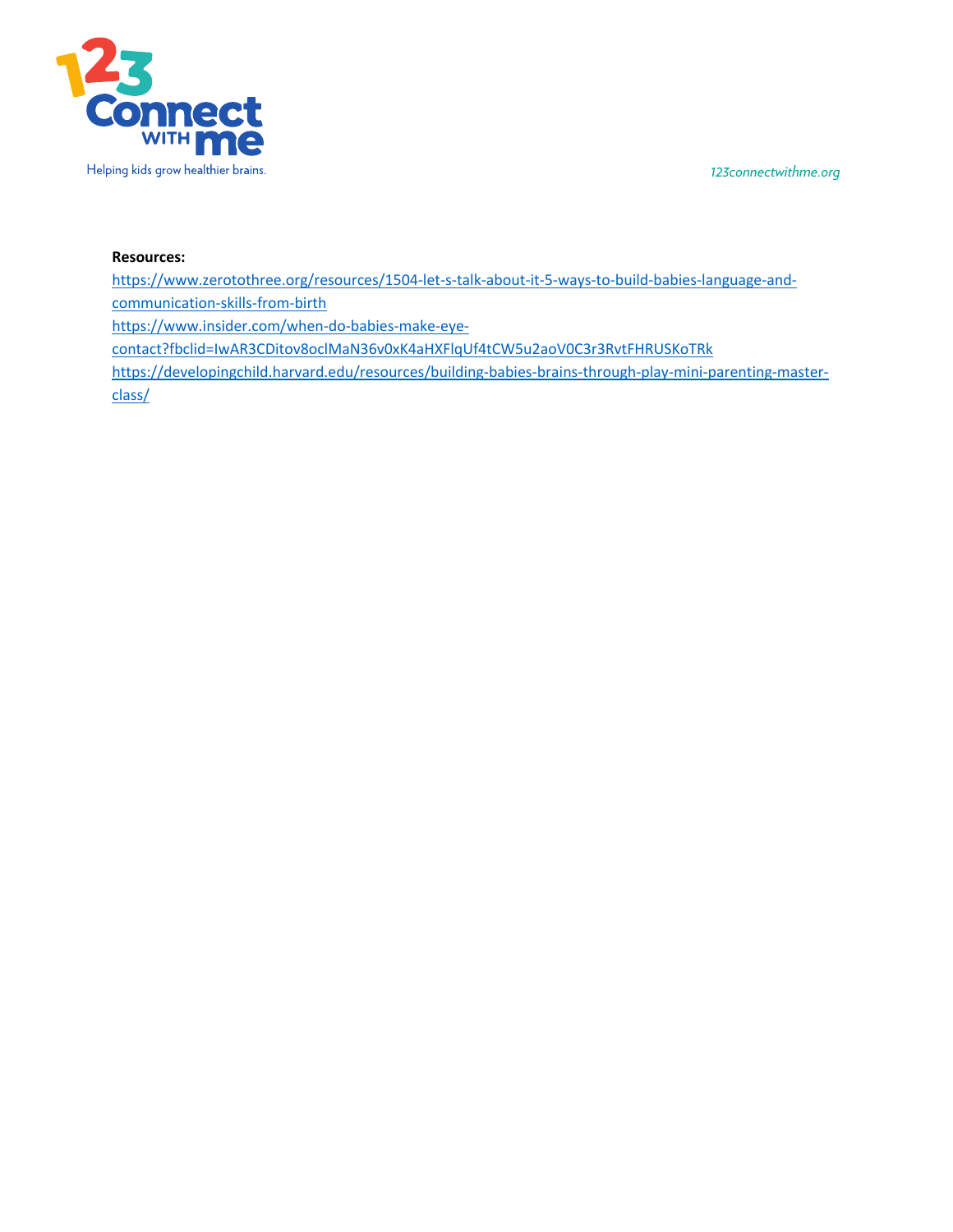**Resources:**

https://www.zerotothree.org/resources/1504-let-s-talk-about-it-5-ways-to-build-babies-language-and-communication-skills-from-birth

https://www.insider.com/when-do-babies-make-eye-contact?fbclid=IwAR3CDitov8oclMaN36v0xK4aHXFlqUf4tCW5u2aoV0C3r3RvtFHRUSKoTRk

https://developingchild.harvard.edu/resources/building-babies-brains-through-play-mini-parenting-master-class/